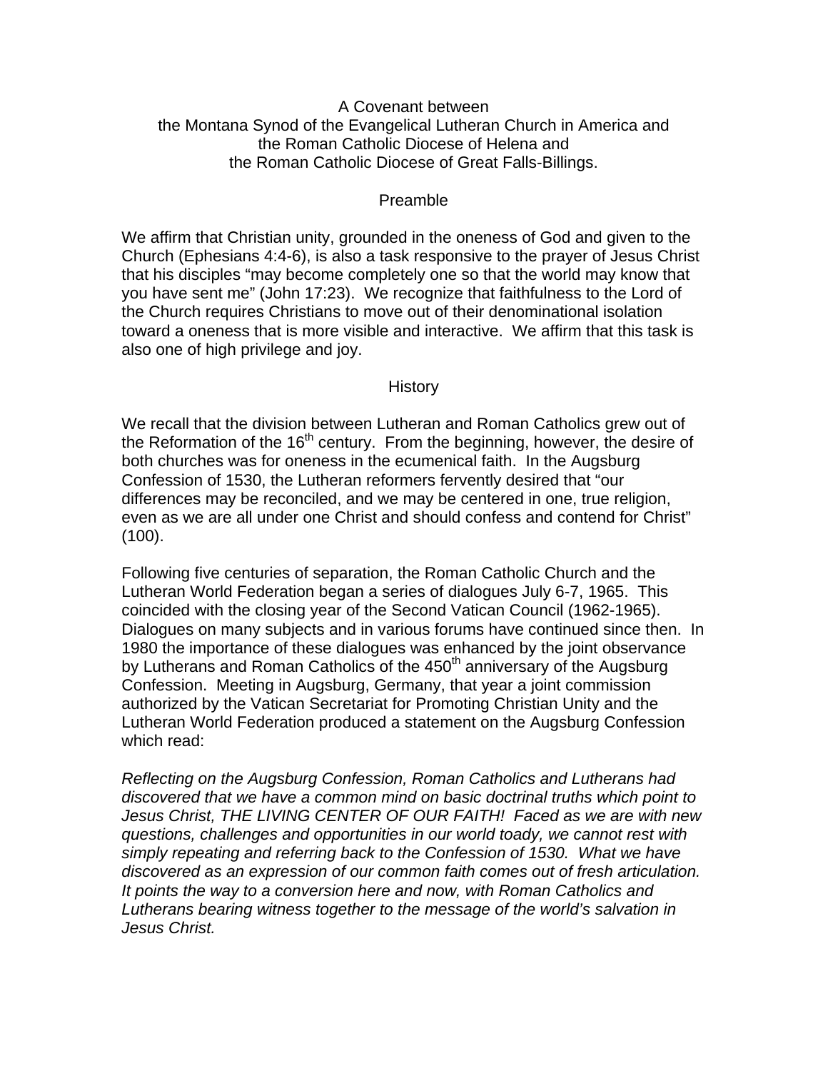# A Covenant between the Montana Synod of the Evangelical Lutheran Church in America and the Roman Catholic Diocese of Helena and the Roman Catholic Diocese of Great Falls-Billings.

## Preamble

We affirm that Christian unity, grounded in the oneness of God and given to the Church (Ephesians 4:4-6), is also a task responsive to the prayer of Jesus Christ that his disciples "may become completely one so that the world may know that you have sent me" (John 17:23). We recognize that faithfulness to the Lord of the Church requires Christians to move out of their denominational isolation toward a oneness that is more visible and interactive. We affirm that this task is also one of high privilege and joy.

## History

We recall that the division between Lutheran and Roman Catholics grew out of the Reformation of the 16th century. From the beginning, however, the desire of both churches was for oneness in the ecumenical faith. In the Augsburg Confession of 1530, the Lutheran reformers fervently desired that "our differences may be reconciled, and we may be centered in one, true religion, even as we are all under one Christ and should confess and contend for Christ" (100).

Following five centuries of separation, the Roman Catholic Church and the Lutheran World Federation began a series of dialogues July 6-7, 1965. This coincided with the closing year of the Second Vatican Council (1962-1965). Dialogues on many subjects and in various forums have continued since then. In 1980 the importance of these dialogues was enhanced by the joint observance by Lutherans and Roman Catholics of the 450th anniversary of the Augsburg Confession. Meeting in Augsburg, Germany, that year a joint commission authorized by the Vatican Secretariat for Promoting Christian Unity and the Lutheran World Federation produced a statement on the Augsburg Confession which read:

*Reflecting on the Augsburg Confession, Roman Catholics and Lutherans had discovered that we have a common mind on basic doctrinal truths which point to Jesus Christ, THE LIVING CENTER OF OUR FAITH! Faced as we are with new questions, challenges and opportunities in our world toady, we cannot rest with simply repeating and referring back to the Confession of 1530. What we have discovered as an expression of our common faith comes out of fresh articulation. It points the way to a conversion here and now, with Roman Catholics and Lutherans bearing witness together to the message of the world's salvation in Jesus Christ.*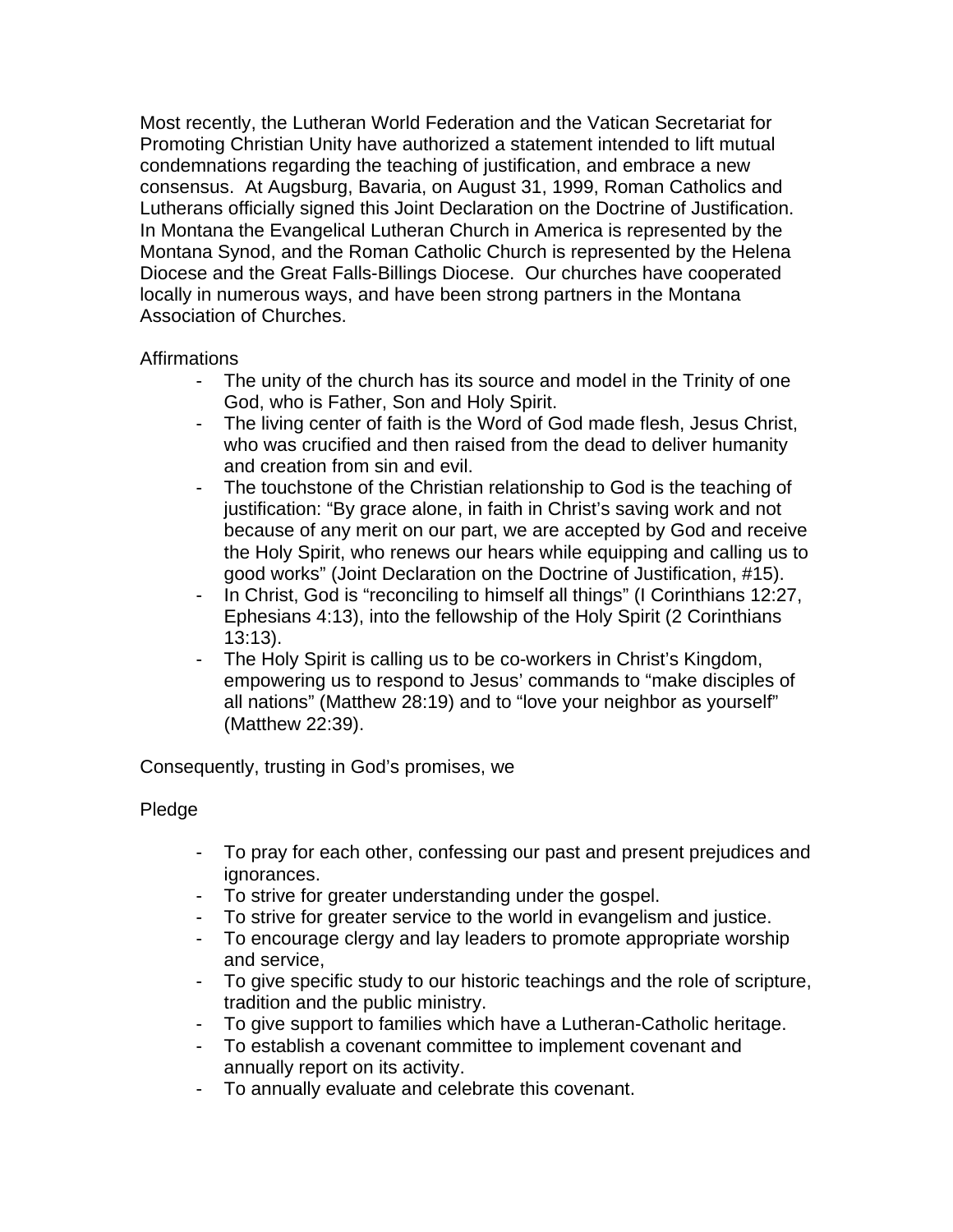Most recently, the Lutheran World Federation and the Vatican Secretariat for Promoting Christian Unity have authorized a statement intended to lift mutual condemnations regarding the teaching of justification, and embrace a new consensus. At Augsburg, Bavaria, on August 31, 1999, Roman Catholics and Lutherans officially signed this Joint Declaration on the Doctrine of Justification. In Montana the Evangelical Lutheran Church in America is represented by the Montana Synod, and the Roman Catholic Church is represented by the Helena Diocese and the Great Falls-Billings Diocese. Our churches have cooperated locally in numerous ways, and have been strong partners in the Montana Association of Churches.

Affirmations

- The unity of the church has its source and model in the Trinity of one God, who is Father, Son and Holy Spirit.
- The living center of faith is the Word of God made flesh, Jesus Christ, who was crucified and then raised from the dead to deliver humanity and creation from sin and evil.
- The touchstone of the Christian relationship to God is the teaching of justification: "By grace alone, in faith in Christ's saving work and not because of any merit on our part, we are accepted by God and receive the Holy Spirit, who renews our hears while equipping and calling us to good works" (Joint Declaration on the Doctrine of Justification, #15).
- In Christ, God is "reconciling to himself all things" (I Corinthians 12:27, Ephesians 4:13), into the fellowship of the Holy Spirit (2 Corinthians 13:13).
- The Holy Spirit is calling us to be co-workers in Christ's Kingdom, empowering us to respond to Jesus' commands to "make disciples of all nations" (Matthew 28:19) and to "love your neighbor as yourself" (Matthew 22:39).

Consequently, trusting in God's promises, we

Pledge

- To pray for each other, confessing our past and present prejudices and ignorances.
- To strive for greater understanding under the gospel.
- To strive for greater service to the world in evangelism and justice.
- To encourage clergy and lay leaders to promote appropriate worship and service,
- To give specific study to our historic teachings and the role of scripture, tradition and the public ministry.
- To give support to families which have a Lutheran-Catholic heritage.
- To establish a covenant committee to implement covenant and annually report on its activity.
- To annually evaluate and celebrate this covenant.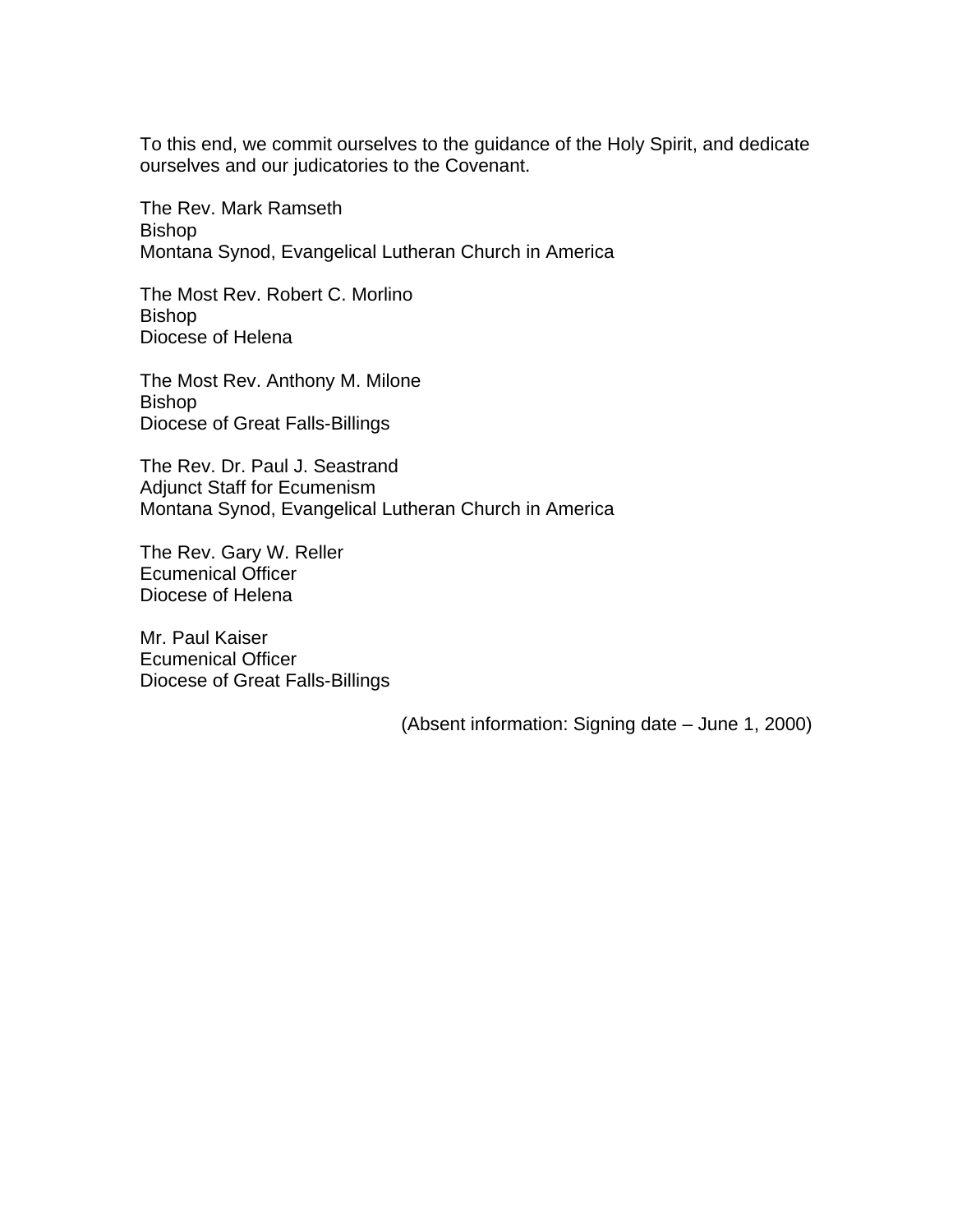To this end, we commit ourselves to the guidance of the Holy Spirit, and dedicate ourselves and our judicatories to the Covenant.

The Rev. Mark Ramseth
Bishop
Montana Synod, Evangelical Lutheran Church in America

The Most Rev. Robert C. Morlino
Bishop
Diocese of Helena

The Most Rev. Anthony M. Milone
Bishop
Diocese of Great Falls-Billings

The Rev. Dr. Paul J. Seastrand
Adjunct Staff for Ecumenism
Montana Synod, Evangelical Lutheran Church in America

The Rev. Gary W. Reller
Ecumenical Officer
Diocese of Helena

Mr. Paul Kaiser
Ecumenical Officer
Diocese of Great Falls-Billings

(Absent information: Signing date – June 1, 2000)